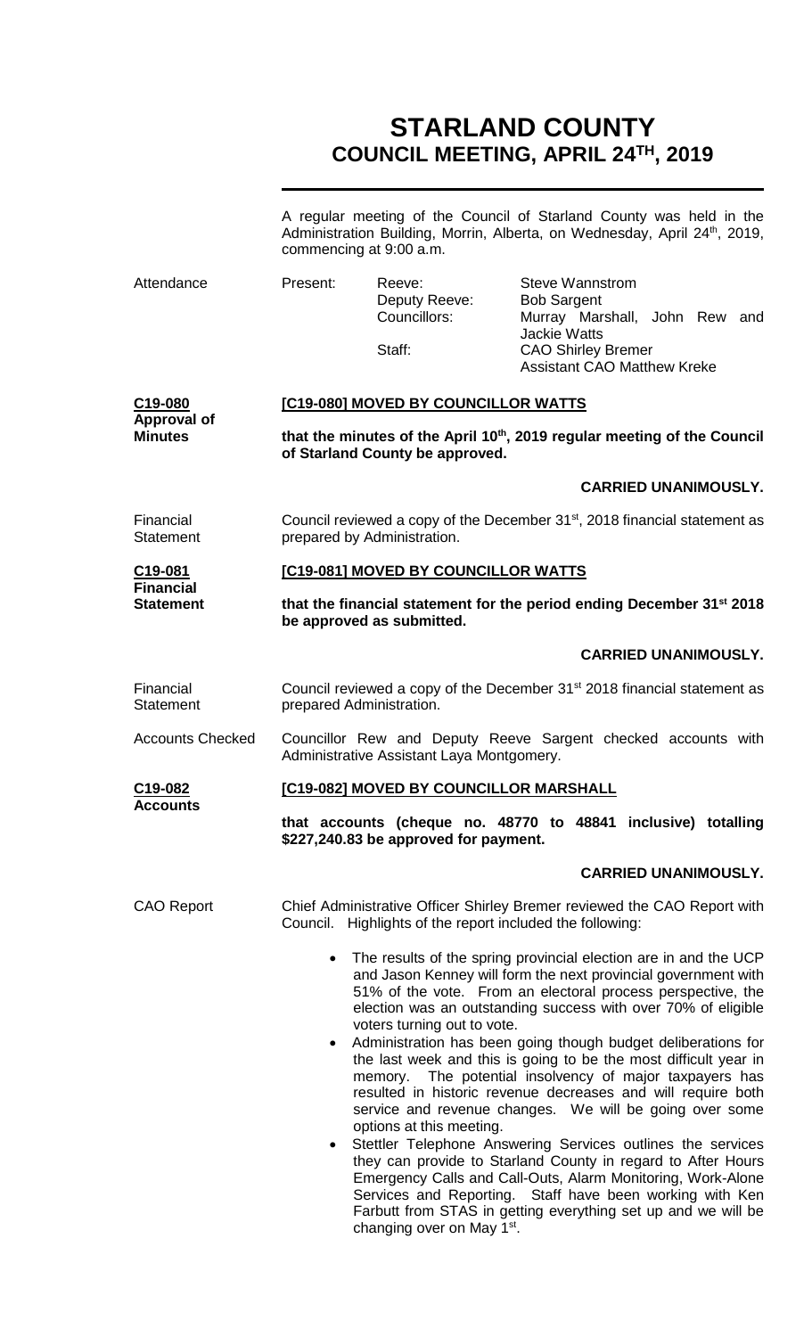# STARLAND COUNTY
## COUNCIL MEETING, APRIL 24TH, 2019

A regular meeting of the Council of Starland County was held in the Administration Building, Morrin, Alberta, on Wednesday, April 24th, 2019, commencing at 9:00 a.m.

| Attendance | Present: | Reeve: | Steve Wannstrom |
|---|---|---|---|
| | | Deputy Reeve: | Bob Sargent |
| | | Councillors: | Murray Marshall, John Rew and Jackie Watts |
| | | Staff: | CAO Shirley Bremer<br>Assistant CAO Matthew Kreke |

**C19-080 Approval of Minutes**

**[C19-080] MOVED BY COUNCILLOR WATTS**

**that the minutes of the April 10th, 2019 regular meeting of the Council of Starland County be approved.**

**CARRIED UNANIMOUSLY.**

Financial Statement

Council reviewed a copy of the December 31st, 2018 financial statement as prepared by Administration.

**C19-081 Financial Statement**

**[C19-081] MOVED BY COUNCILLOR WATTS**

**that the financial statement for the period ending December 31st 2018 be approved as submitted.**

**CARRIED UNANIMOUSLY.**

Financial Statement

Council reviewed a copy of the December 31st 2018 financial statement as prepared Administration.

Accounts Checked

Councillor Rew and Deputy Reeve Sargent checked accounts with Administrative Assistant Laya Montgomery.

**C19-082 Accounts**

**[C19-082] MOVED BY COUNCILLOR MARSHALL**

**that accounts (cheque no. 48770 to 48841 inclusive) totalling $227,240.83 be approved for payment.**

**CARRIED UNANIMOUSLY.**

CAO Report

Chief Administrative Officer Shirley Bremer reviewed the CAO Report with Council. Highlights of the report included the following:

- The results of the spring provincial election are in and the UCP and Jason Kenney will form the next provincial government with 51% of the vote. From an electoral process perspective, the election was an outstanding success with over 70% of eligible voters turning out to vote.
- Administration has been going though budget deliberations for the last week and this is going to be the most difficult year in memory. The potential insolvency of major taxpayers has resulted in historic revenue decreases and will require both service and revenue changes. We will be going over some options at this meeting.
- Stettler Telephone Answering Services outlines the services they can provide to Starland County in regard to After Hours Emergency Calls and Call-Outs, Alarm Monitoring, Work-Alone Services and Reporting. Staff have been working with Ken Farbutt from STAS in getting everything set up and we will be changing over on May 1st.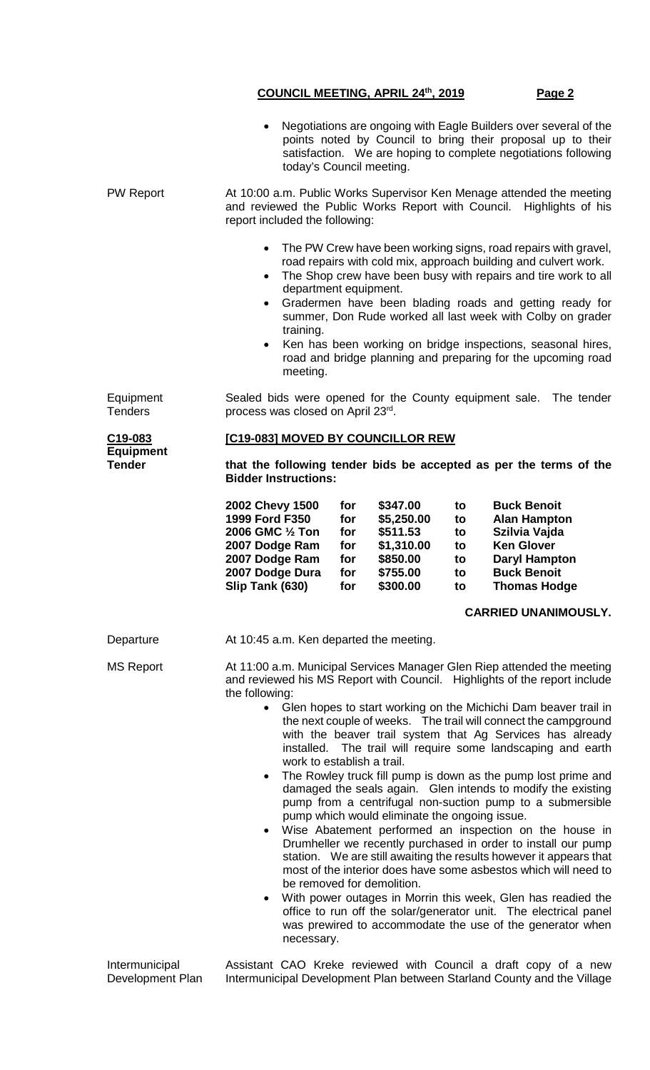- Negotiations are ongoing with Eagle Builders over several of the points noted by Council to bring their proposal up to their satisfaction. We are hoping to complete negotiations following today's Council meeting.

PW Report

At 10:00 a.m. Public Works Supervisor Ken Menage attended the meeting and reviewed the Public Works Report with Council. Highlights of his report included the following:

- The PW Crew have been working signs, road repairs with gravel, road repairs with cold mix, approach building and culvert work.
- The Shop crew have been busy with repairs and tire work to all department equipment.
- Gradermen have been blading roads and getting ready for summer, Don Rude worked all last week with Colby on grader training.
- Ken has been working on bridge inspections, seasonal hires, road and bridge planning and preparing for the upcoming road meeting.

Equipment Tenders

Sealed bids were opened for the County equipment sale. The tender process was closed on April 23rd.

**C19-083 Equipment Tender**

**[C19-083] MOVED BY COUNCILLOR REW**

**that the following tender bids be accepted as per the terms of the Bidder Instructions:**

| | | | | |
|---|---|---|---|---|
| **2002 Chevy 1500** | **for** | **$347.00** | **to** | **Buck Benoit** |
| **1999 Ford F350** | **for** | **$5,250.00** | **to** | **Alan Hampton** |
| **2006 GMC ½ Ton** | **for** | **$511.53** | **to** | **Szilvia Vajda** |
| **2007 Dodge Ram** | **for** | **$1,310.00** | **to** | **Ken Glover** |
| **2007 Dodge Ram** | **for** | **$850.00** | **to** | **Daryl Hampton** |
| **2007 Dodge Dura** | **for** | **$755.00** | **to** | **Buck Benoit** |
| **Slip Tank (630)** | **for** | **$300.00** | **to** | **Thomas Hodge** |

**CARRIED UNANIMOUSLY.**

Departure

At 10:45 a.m. Ken departed the meeting.

MS Report

At 11:00 a.m. Municipal Services Manager Glen Riep attended the meeting and reviewed his MS Report with Council. Highlights of the report include the following:

- Glen hopes to start working on the Michichi Dam beaver trail in the next couple of weeks. The trail will connect the campground with the beaver trail system that Ag Services has already installed. The trail will require some landscaping and earth work to establish a trail.
- The Rowley truck fill pump is down as the pump lost prime and damaged the seals again. Glen intends to modify the existing pump from a centrifugal non-suction pump to a submersible pump which would eliminate the ongoing issue.
- Wise Abatement performed an inspection on the house in Drumheller we recently purchased in order to install our pump station. We are still awaiting the results however it appears that most of the interior does have some asbestos which will need to be removed for demolition.
- With power outages in Morrin this week, Glen has readied the office to run off the solar/generator unit. The electrical panel was prewired to accommodate the use of the generator when necessary.

Intermunicipal Development Plan

Assistant CAO Kreke reviewed with Council a draft copy of a new Intermunicipal Development Plan between Starland County and the Village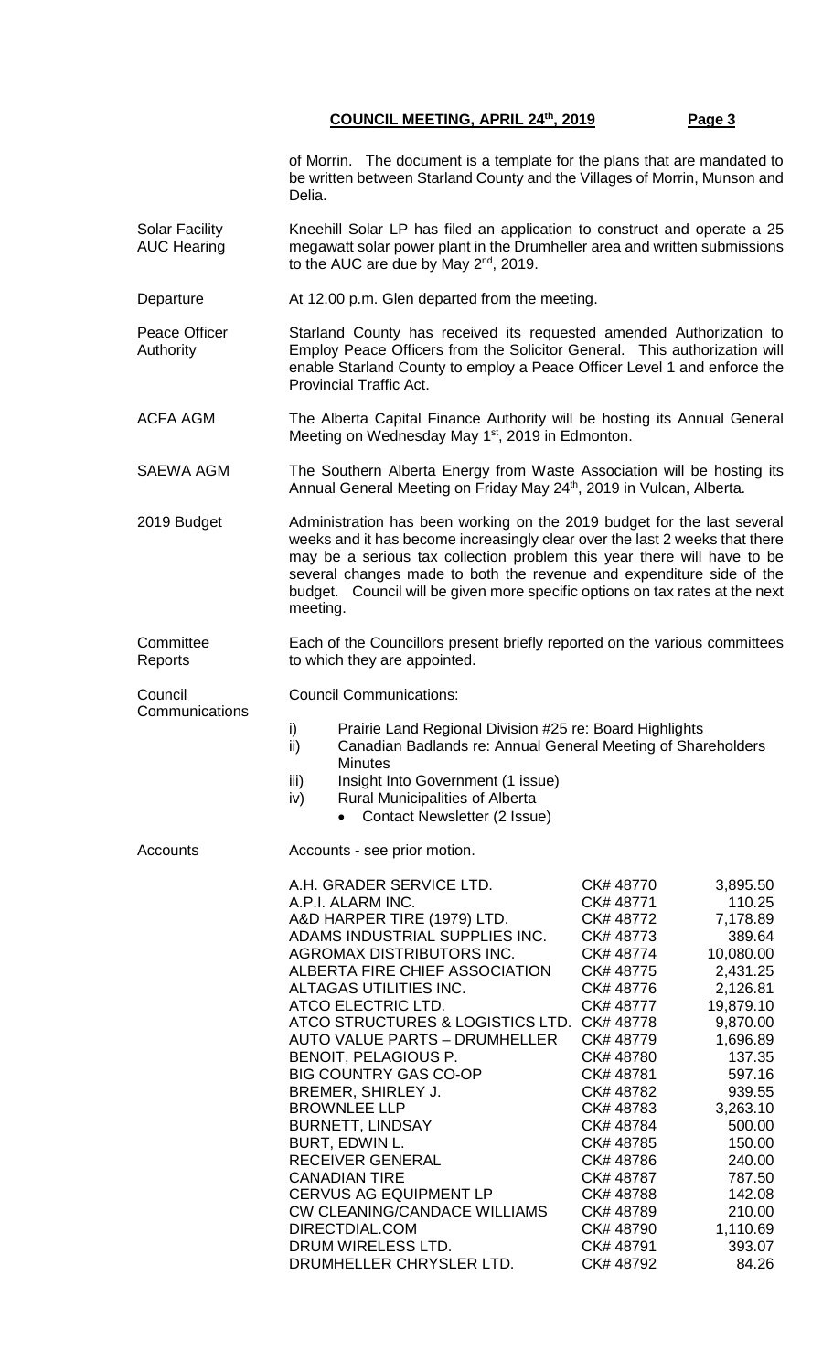of Morrin. The document is a template for the plans that are mandated to be written between Starland County and the Villages of Morrin, Munson and Delia.

**Solar Facility AUC Hearing**

Kneehill Solar LP has filed an application to construct and operate a 25 megawatt solar power plant in the Drumheller area and written submissions to the AUC are due by May 2nd, 2019.

**Departure**

At 12.00 p.m. Glen departed from the meeting.

**Peace Officer Authority**

Starland County has received its requested amended Authorization to Employ Peace Officers from the Solicitor General. This authorization will enable Starland County to employ a Peace Officer Level 1 and enforce the Provincial Traffic Act.

**ACFA AGM**

The Alberta Capital Finance Authority will be hosting its Annual General Meeting on Wednesday May 1st, 2019 in Edmonton.

**SAEWA AGM**

The Southern Alberta Energy from Waste Association will be hosting its Annual General Meeting on Friday May 24th, 2019 in Vulcan, Alberta.

**2019 Budget**

Administration has been working on the 2019 budget for the last several weeks and it has become increasingly clear over the last 2 weeks that there may be a serious tax collection problem this year there will have to be several changes made to both the revenue and expenditure side of the budget. Council will be given more specific options on tax rates at the next meeting.

**Committee Reports**

Each of the Councillors present briefly reported on the various committees to which they are appointed.

**Council Communications**

Council Communications:

i) Prairie Land Regional Division #25 re: Board Highlights
ii) Canadian Badlands re: Annual General Meeting of Shareholders Minutes
iii) Insight Into Government (1 issue)
iv) Rural Municipalities of Alberta
  - Contact Newsletter (2 Issue)

**Accounts**

Accounts - see prior motion.

| | | |
|---|---|---|
| A.H. GRADER SERVICE LTD. | CK# 48770 | 3,895.50 |
| A.P.I. ALARM INC. | CK# 48771 | 110.25 |
| A&D HARPER TIRE (1979) LTD. | CK# 48772 | 7,178.89 |
| ADAMS INDUSTRIAL SUPPLIES INC. | CK# 48773 | 389.64 |
| AGROMAX DISTRIBUTORS INC. | CK# 48774 | 10,080.00 |
| ALBERTA FIRE CHIEF ASSOCIATION | CK# 48775 | 2,431.25 |
| ALTAGAS UTILITIES INC. | CK# 48776 | 2,126.81 |
| ATCO ELECTRIC LTD. | CK# 48777 | 19,879.10 |
| ATCO STRUCTURES & LOGISTICS LTD. | CK# 48778 | 9,870.00 |
| AUTO VALUE PARTS – DRUMHELLER | CK# 48779 | 1,696.89 |
| BENOIT, PELAGIOUS P. | CK# 48780 | 137.35 |
| BIG COUNTRY GAS CO-OP | CK# 48781 | 597.16 |
| BREMER, SHIRLEY J. | CK# 48782 | 939.55 |
| BROWNLEE LLP | CK# 48783 | 3,263.10 |
| BURNETT, LINDSAY | CK# 48784 | 500.00 |
| BURT, EDWIN L. | CK# 48785 | 150.00 |
| RECEIVER GENERAL | CK# 48786 | 240.00 |
| CANADIAN TIRE | CK# 48787 | 787.50 |
| CERVUS AG EQUIPMENT LP | CK# 48788 | 142.08 |
| CW CLEANING/CANDACE WILLIAMS | CK# 48789 | 210.00 |
| DIRECTDIAL.COM | CK# 48790 | 1,110.69 |
| DRUM WIRELESS LTD. | CK# 48791 | 393.07 |
| DRUMHELLER CHRYSLER LTD. | CK# 48792 | 84.26 |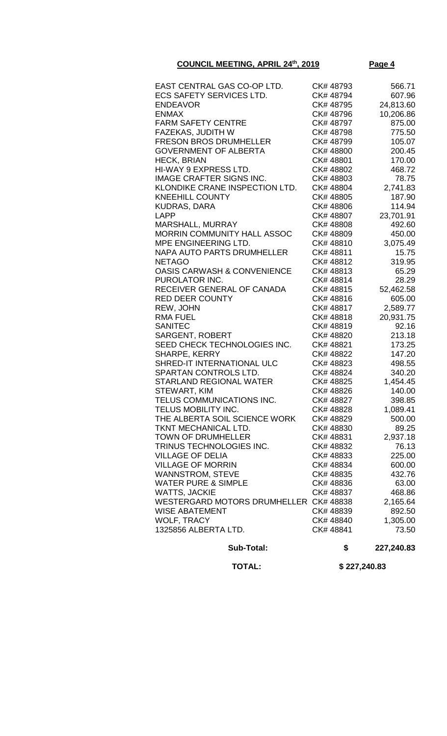**COUNCIL MEETING, APRIL 24th, 2019**

| | | |
|---|---|---|
| EAST CENTRAL GAS CO-OP LTD. | CK# 48793 | 566.71 |
| ECS SAFETY SERVICES LTD. | CK# 48794 | 607.96 |
| ENDEAVOR | CK# 48795 | 24,813.60 |
| ENMAX | CK# 48796 | 10,206.86 |
| FARM SAFETY CENTRE | CK# 48797 | 875.00 |
| FAZEKAS, JUDITH W | CK# 48798 | 775.50 |
| FRESON BROS DRUMHELLER | CK# 48799 | 105.07 |
| GOVERNMENT OF ALBERTA | CK# 48800 | 200.45 |
| HECK, BRIAN | CK# 48801 | 170.00 |
| HI-WAY 9 EXPRESS LTD. | CK# 48802 | 468.72 |
| IMAGE CRAFTER SIGNS INC. | CK# 48803 | 78.75 |
| KLONDIKE CRANE INSPECTION LTD. | CK# 48804 | 2,741.83 |
| KNEEHILL COUNTY | CK# 48805 | 187.90 |
| KUDRAS, DARA | CK# 48806 | 114.94 |
| LAPP | CK# 48807 | 23,701.91 |
| MARSHALL, MURRAY | CK# 48808 | 492.60 |
| MORRIN COMMUNITY HALL ASSOC | CK# 48809 | 450.00 |
| MPE ENGINEERING LTD. | CK# 48810 | 3,075.49 |
| NAPA AUTO PARTS DRUMHELLER | CK# 48811 | 15.75 |
| NETAGO | CK# 48812 | 319.95 |
| OASIS CARWASH & CONVENIENCE | CK# 48813 | 65.29 |
| PUROLATOR INC. | CK# 48814 | 28.29 |
| RECEIVER GENERAL OF CANADA | CK# 48815 | 52,462.58 |
| RED DEER COUNTY | CK# 48816 | 605.00 |
| REW, JOHN | CK# 48817 | 2,589.77 |
| RMA FUEL | CK# 48818 | 20,931.75 |
| SANITEC | CK# 48819 | 92.16 |
| SARGENT, ROBERT | CK# 48820 | 213.18 |
| SEED CHECK TECHNOLOGIES INC. | CK# 48821 | 173.25 |
| SHARPE, KERRY | CK# 48822 | 147.20 |
| SHRED-IT INTERNATIONAL ULC | CK# 48823 | 498.55 |
| SPARTAN CONTROLS LTD. | CK# 48824 | 340.20 |
| STARLAND REGIONAL WATER | CK# 48825 | 1,454.45 |
| STEWART, KIM | CK# 48826 | 140.00 |
| TELUS COMMUNICATIONS INC. | CK# 48827 | 398.85 |
| TELUS MOBILITY INC. | CK# 48828 | 1,089.41 |
| THE ALBERTA SOIL SCIENCE WORK | CK# 48829 | 500.00 |
| TKNT MECHANICAL LTD. | CK# 48830 | 89.25 |
| TOWN OF DRUMHELLER | CK# 48831 | 2,937.18 |
| TRINUS TECHNOLOGIES INC. | CK# 48832 | 76.13 |
| VILLAGE OF DELIA | CK# 48833 | 225.00 |
| VILLAGE OF MORRIN | CK# 48834 | 600.00 |
| WANNSTROM, STEVE | CK# 48835 | 432.76 |
| WATER PURE & SIMPLE | CK# 48836 | 63.00 |
| WATTS, JACKIE | CK# 48837 | 468.86 |
| WESTERGARD MOTORS DRUMHELLER | CK# 48838 | 2,165.64 |
| WISE ABATEMENT | CK# 48839 | 892.50 |
| WOLF, TRACY | CK# 48840 | 1,305.00 |
| 1325856 ALBERTA LTD. | CK# 48841 | 73.50 |
| **Sub-Total:** | **$** | **227,240.83** |
| **TOTAL:** | | **$ 227,240.83** |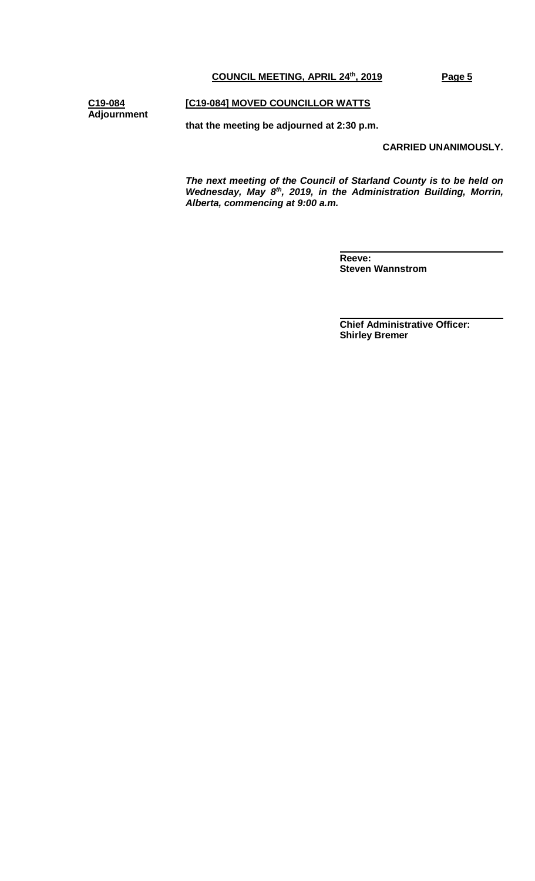**C19-084**
**Adjournment**

**[C19-084] MOVED COUNCILLOR WATTS**

**that the meeting be adjourned at 2:30 p.m.**

**CARRIED UNANIMOUSLY.**

***The next meeting of the Council of Starland County is to be held on Wednesday, May 8th, 2019, in the Administration Building, Morrin, Alberta, commencing at 9:00 a.m.***

\_\_\_\_\_\_\_\_\_\_\_\_\_\_\_\_\_\_\_\_\_\_\_\_\_\_\_\_\_\_
**Reeve:**
**Steven Wannstrom**

\_\_\_\_\_\_\_\_\_\_\_\_\_\_\_\_\_\_\_\_\_\_\_\_\_\_\_\_\_\_
**Chief Administrative Officer:**
**Shirley Bremer**